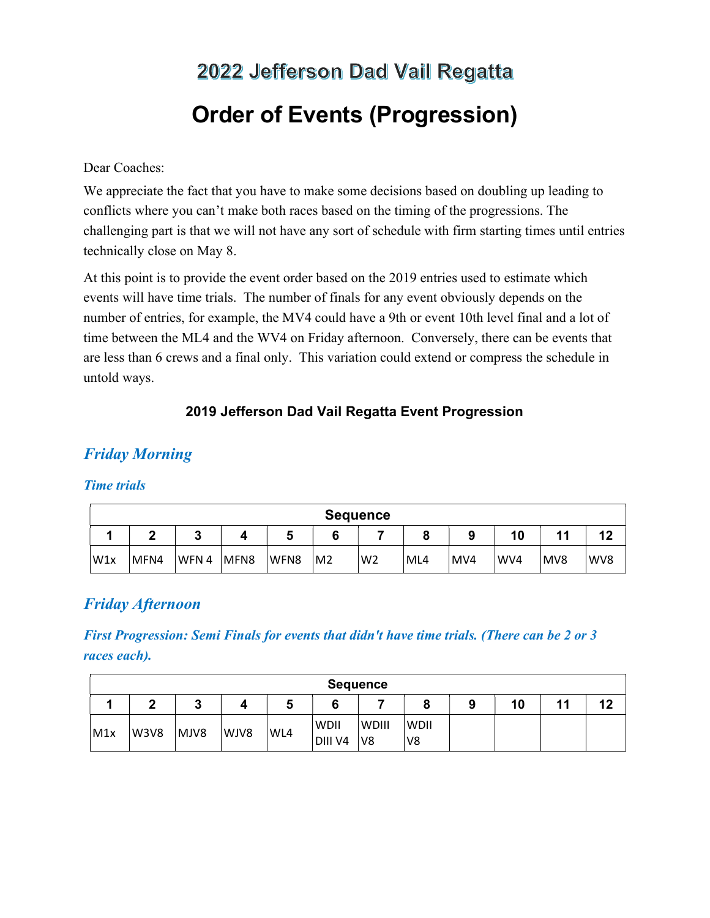# 2022 Jefferson Dad Vail Regatta

# Order of Events (Progression)

Dear Coaches:

We appreciate the fact that you have to make some decisions based on doubling up leading to conflicts where you can't make both races based on the timing of the progressions. The challenging part is that we will not have any sort of schedule with firm starting times until entries technically close on May 8.

At this point is to provide the event order based on the 2019 entries used to estimate which events will have time trials. The number of finals for any event obviously depends on the number of entries, for example, the MV4 could have a 9th or event 10th level final and a lot of time between the ML4 and the WV4 on Friday afternoon. Conversely, there can be events that are less than 6 crews and a final only. This variation could extend or compress the schedule in untold ways.

### 2019 Jefferson Dad Vail Regatta Event Progression

## *Friday Morning*

### *Time trials*

| Sequence | | | | | | | | | | | |
|---|---|---|---|---|---|---|---|---|---|---|---|
| **1** | **2** | **3** | **4** | **5** | **6** | **7** | **8** | **9** | **10** | **11** | **12** |
| W1x | MFN4 | WFN 4 | MFN8 | WFN8 | M2 | W2 | ML4 | MV4 | WV4 | MV8 | WV8 |

## *Friday Afternoon*

### *First Progression: Semi Finals for events that didn't have time trials. (There can be 2 or 3 races each).*

| Sequence | | | | | | | | | | | |
|---|---|---|---|---|---|---|---|---|---|---|---|
| **1** | **2** | **3** | **4** | **5** | **6** | **7** | **8** | **9** | **10** | **11** | **12** |
| M1x | W3V8 | MJV8 | WJV8 | WL4 | WDII DIII V4 | WDIII V8 | WDII V8 | | | | |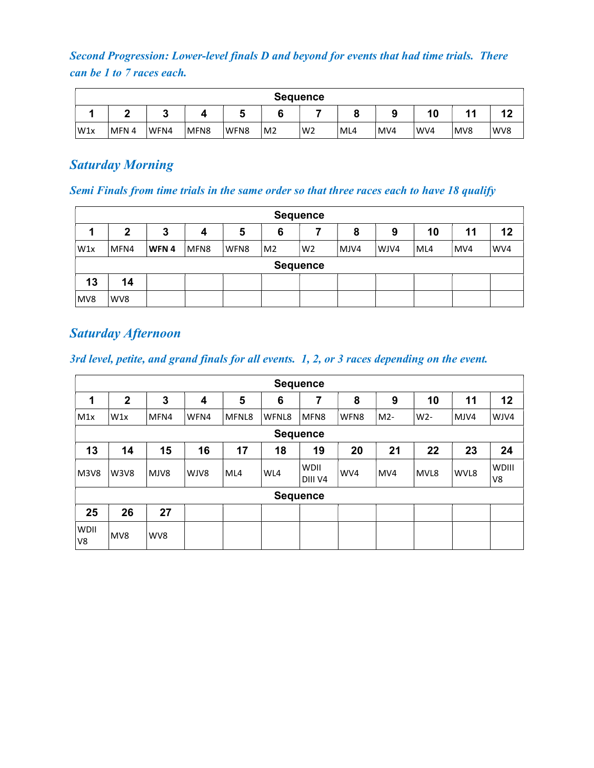*Second Progression: Lower-level finals D and beyond for events that had time trials. There can be 1 to 7 races each.*

| Sequence | | | | | | | | | | | |
|---|---|---|---|---|---|---|---|---|---|---|---|
| 1 | 2 | 3 | 4 | 5 | 6 | 7 | 8 | 9 | 10 | 11 | 12 |
| W1x | MFN 4 | WFN4 | MFN8 | WFN8 | M2 | W2 | ML4 | MV4 | WV4 | MV8 | WV8 |

## *Saturday Morning*

*Semi Finals from time trials in the same order so that three races each to have 18 qualify*

| Sequence | | | | | | | | | | | |
|---|---|---|---|---|---|---|---|---|---|---|---|
| 1 | 2 | 3 | 4 | 5 | 6 | 7 | 8 | 9 | 10 | 11 | 12 |
| W1x | MFN4 | **WFN 4** | MFN8 | WFN8 | M2 | W2 | MJV4 | WJV4 | ML4 | MV4 | WV4 |
| Sequence | | | | | | | | | | | |
| 13 | 14 | | | | | | | | | | |
| MV8 | WV8 | | | | | | | | | | |

## *Saturday Afternoon*

*3rd level, petite, and grand finals for all events. 1, 2, or 3 races depending on the event.*

| Sequence | | | | | | | | | | | |
|---|---|---|---|---|---|---|---|---|---|---|---|
| 1 | 2 | 3 | 4 | 5 | 6 | 7 | 8 | 9 | 10 | 11 | 12 |
| M1x | W1x | MFN4 | WFN4 | MFNL8 | WFNL8 | MFN8 | WFN8 | M2- | W2- | MJV4 | WJV4 |
| Sequence | | | | | | | | | | | |
| 13 | 14 | 15 | 16 | 17 | 18 | 19 | 20 | 21 | 22 | 23 | 24 |
| M3V8 | W3V8 | MJV8 | WJV8 | ML4 | WL4 | WDII DIII V4 | WV4 | MV4 | MVL8 | WVL8 | WDIII V8 |
| Sequence | | | | | | | | | | | |
| 25 | 26 | 27 | | | | | | | | | |
| WDII V8 | MV8 | WV8 | | | | | | | | | |